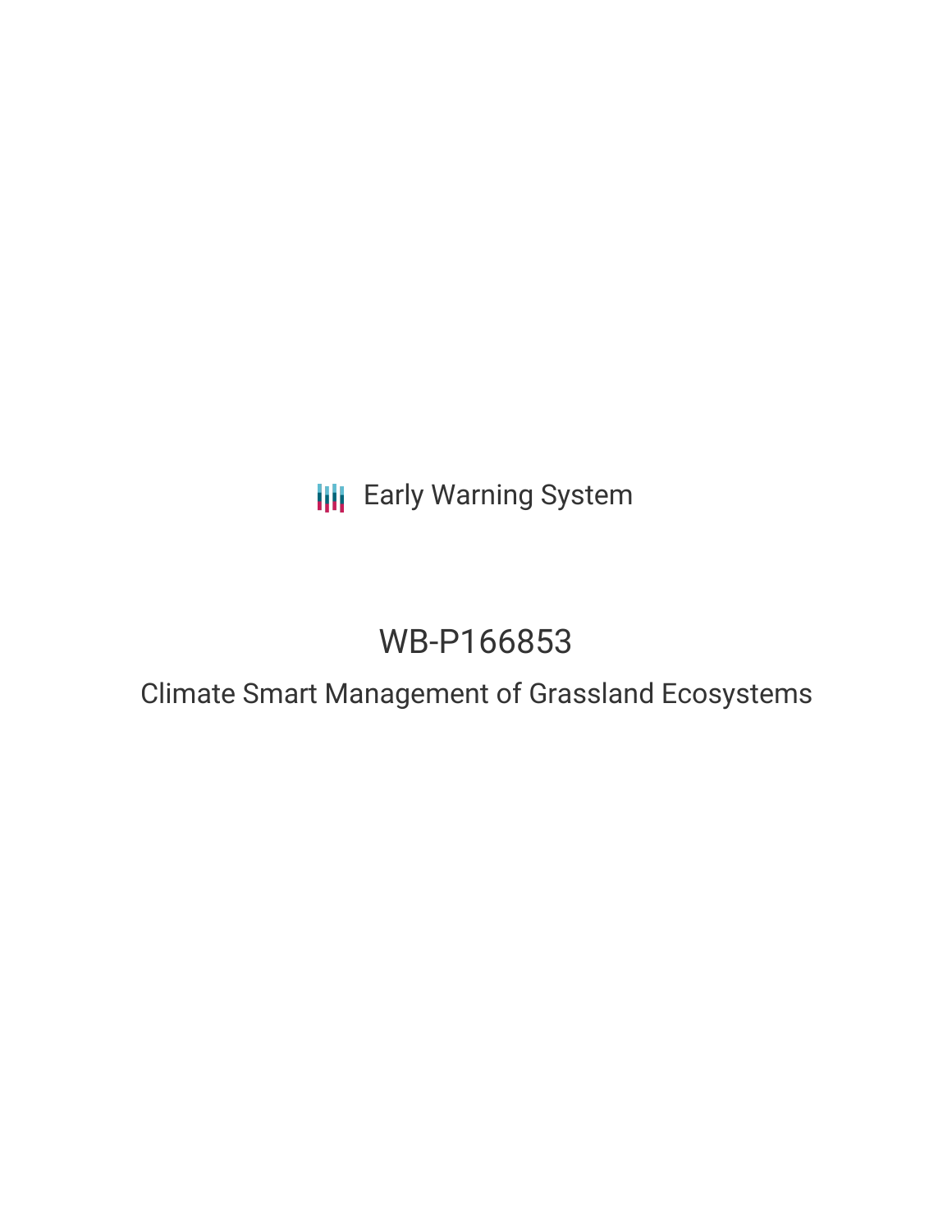Early Warning System

# WB-P166853

## Climate Smart Management of Grassland Ecosystems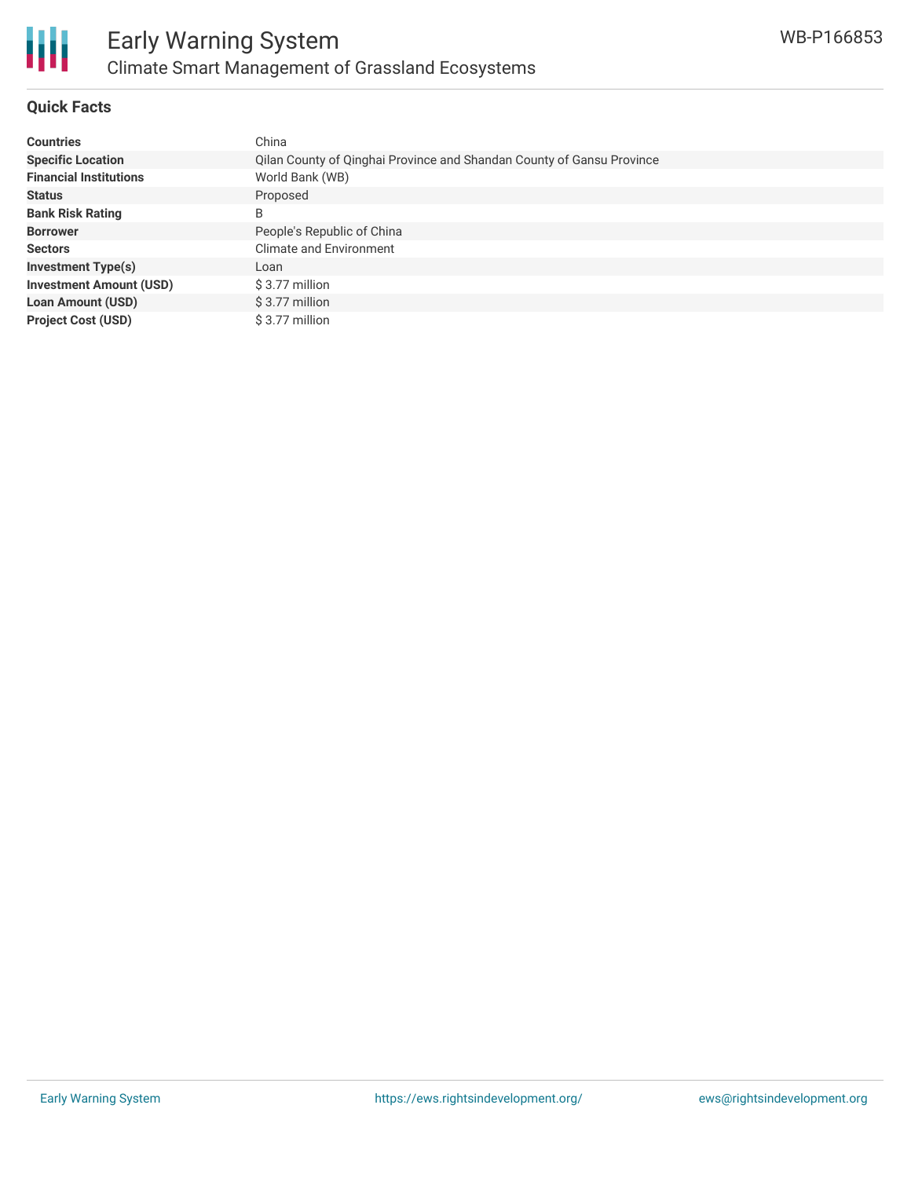# Early Warning System

## Climate Smart Management of Grassland Ecosystems

WB-P166853

### Quick Facts

| | |
|---|---|
| **Countries** | China |
| **Specific Location** | Qilan County of Qinghai Province and Shandan County of Gansu Province |
| **Financial Institutions** | World Bank (WB) |
| **Status** | Proposed |
| **Bank Risk Rating** | B |
| **Borrower** | People's Republic of China |
| **Sectors** | Climate and Environment |
| **Investment Type(s)** | Loan |
| **Investment Amount (USD)** | $ 3.77 million |
| **Loan Amount (USD)** | $ 3.77 million |
| **Project Cost (USD)** | $ 3.77 million |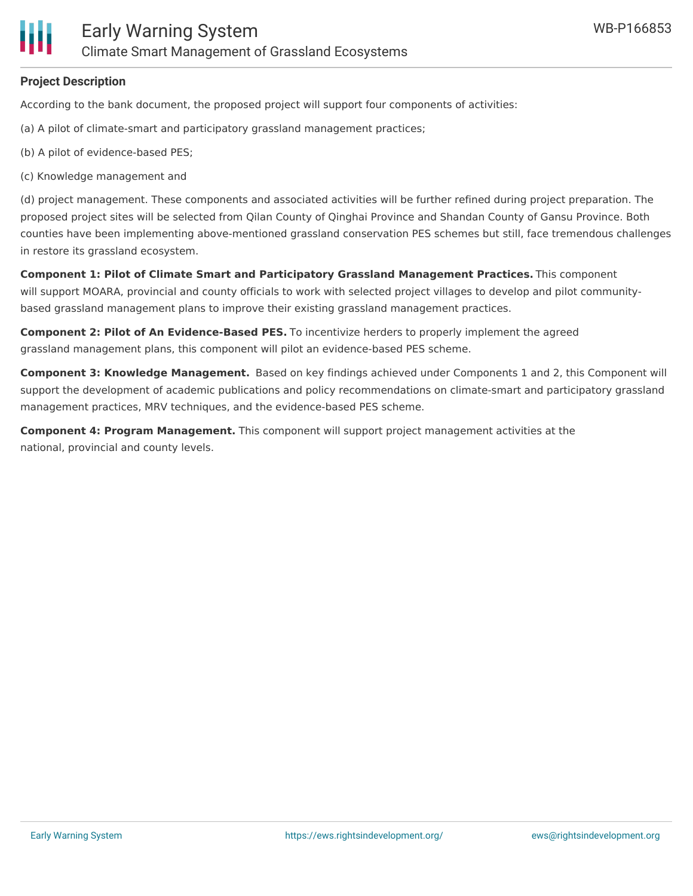## Project Description

According to the bank document, the proposed project will support four components of activities:

(a) A pilot of climate-smart and participatory grassland management practices;

(b) A pilot of evidence-based PES;

(c) Knowledge management and

(d) project management. These components and associated activities will be further refined during project preparation. The proposed project sites will be selected from Qilan County of Qinghai Province and Shandan County of Gansu Province. Both counties have been implementing above-mentioned grassland conservation PES schemes but still, face tremendous challenges in restore its grassland ecosystem.

**Component 1: Pilot of Climate Smart and Participatory Grassland Management Practices.** This component will support MOARA, provincial and county officials to work with selected project villages to develop and pilot community-based grassland management plans to improve their existing grassland management practices.

**Component 2: Pilot of An Evidence-Based PES.** To incentivize herders to properly implement the agreed grassland management plans, this component will pilot an evidence-based PES scheme.

**Component 3: Knowledge Management.** Based on key findings achieved under Components 1 and 2, this Component will support the development of academic publications and policy recommendations on climate-smart and participatory grassland management practices, MRV techniques, and the evidence-based PES scheme.

**Component 4: Program Management.** This component will support project management activities at the national, provincial and county levels.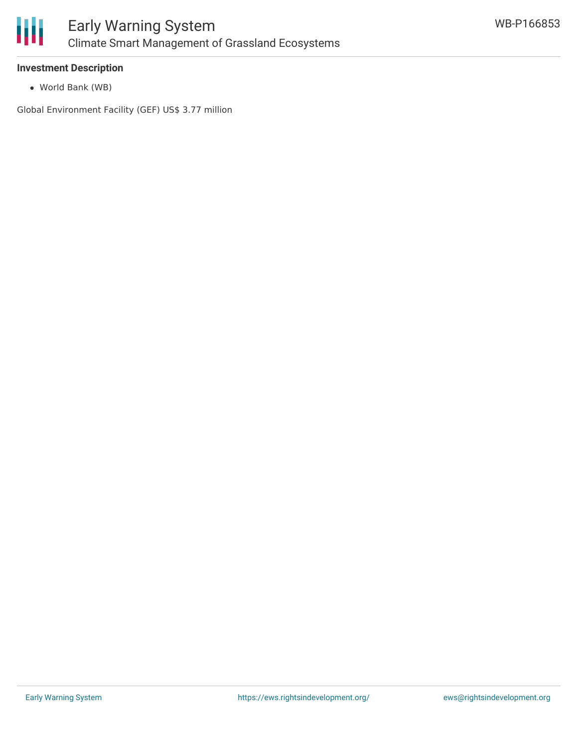### Investment Description

- World Bank (WB)

Global Environment Facility (GEF) US$ 3.77 million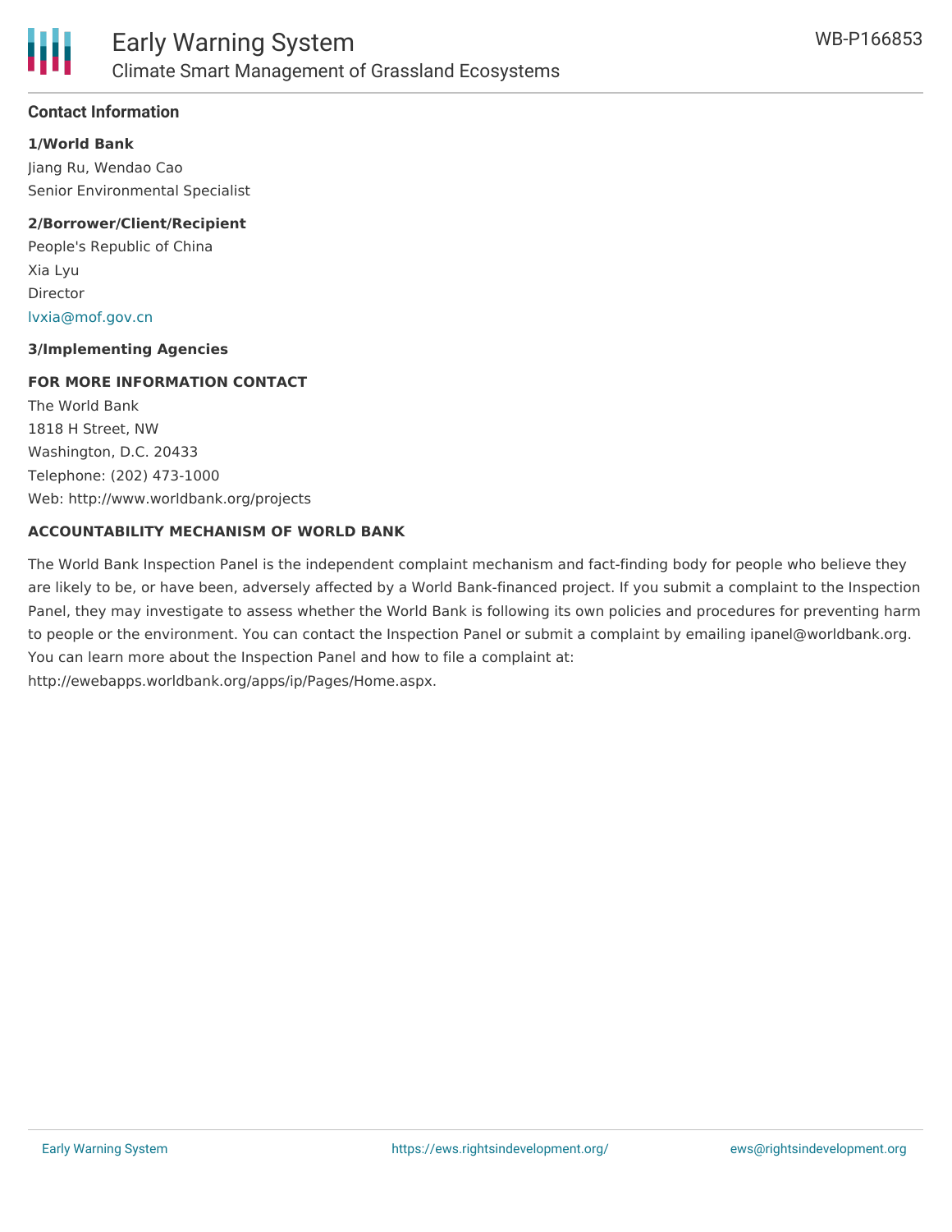## Contact Information

**1/World Bank**

Jiang Ru, Wendao Cao

Senior Environmental Specialist

**2/Borrower/Client/Recipient**

People's Republic of China

Xia Lyu

Director

lvxia@mof.gov.cn

**3/Implementing Agencies**

**FOR MORE INFORMATION CONTACT**

The World Bank

1818 H Street, NW

Washington, D.C. 20433

Telephone: (202) 473-1000

Web: http://www.worldbank.org/projects

**ACCOUNTABILITY MECHANISM OF WORLD BANK**

The World Bank Inspection Panel is the independent complaint mechanism and fact-finding body for people who believe they are likely to be, or have been, adversely affected by a World Bank-financed project. If you submit a complaint to the Inspection Panel, they may investigate to assess whether the World Bank is following its own policies and procedures for preventing harm to people or the environment. You can contact the Inspection Panel or submit a complaint by emailing ipanel@worldbank.org. You can learn more about the Inspection Panel and how to file a complaint at: http://ewebapps.worldbank.org/apps/ip/Pages/Home.aspx.